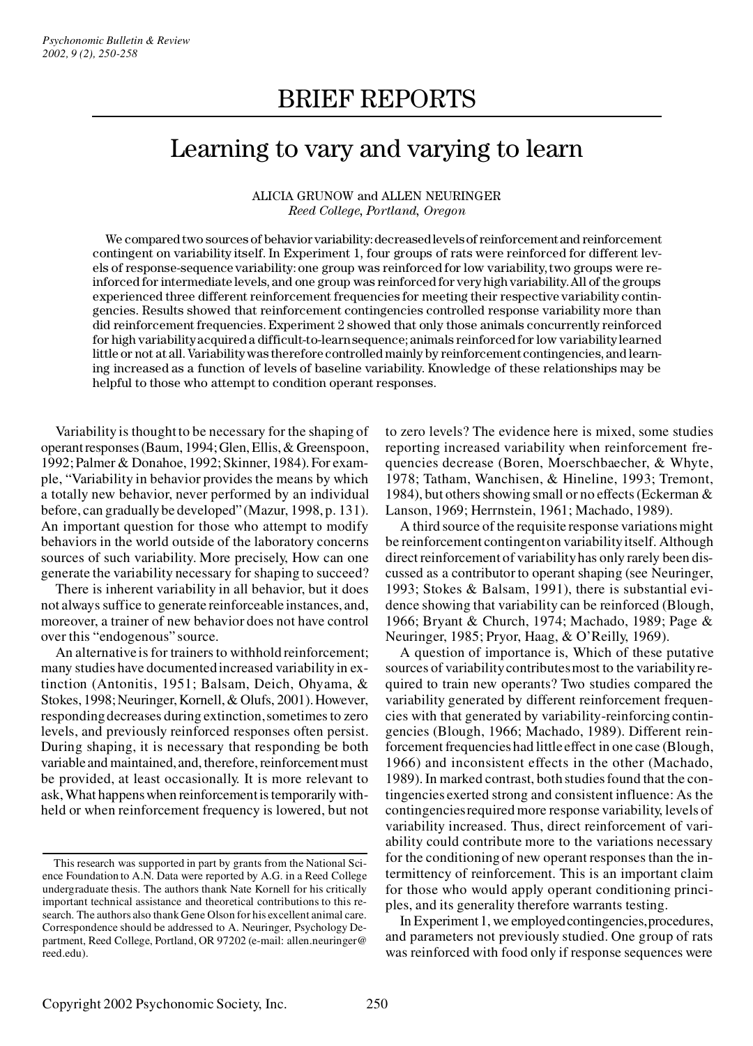# BRIEF REPORTS

# Learning to vary and varying to learn

ALICIA GRUNOW and ALLEN NEURINGER
*Reed College, Portland, Oregon*

We compared two sources of behavior variability: decreased levels of reinforcement and reinforcement contingent on variability itself. In Experiment 1, four groups of rats were reinforced for different levels of response-sequence variability: one group was reinforced for low variability, two groups were reinforced for intermediate levels, and one group was reinforced for very high variability. All of the groups experienced three different reinforcement frequencies for meeting their respective variability contingencies. Results showed that reinforcement contingencies controlled response variability more than did reinforcement frequencies. Experiment 2 showed that only those animals concurrently reinforced for high variability acquired a difficult-to-learn sequence; animals reinforced for low variability learned little or not at all. Variability was therefore controlled mainly by reinforcement contingencies, and learning increased as a function of levels of baseline variability. Knowledge of these relationships may be helpful to those who attempt to condition operant responses.

Variability is thought to be necessary for the shaping of operant responses (Baum, 1994; Glen, Ellis, & Greenspoon, 1992; Palmer & Donahoe, 1992; Skinner, 1984). For example, "Variability in behavior provides the means by which a totally new behavior, never performed by an individual before, can gradually be developed" (Mazur, 1998, p. 131). An important question for those who attempt to modify behaviors in the world outside of the laboratory concerns sources of such variability. More precisely, How can one generate the variability necessary for shaping to succeed?

There is inherent variability in all behavior, but it does not always suffice to generate reinforceable instances, and, moreover, a trainer of new behavior does not have control over this "endogenous" source.

An alternative is for trainers to withhold reinforcement; many studies have documented increased variability in extinction (Antonitis, 1951; Balsam, Deich, Ohyama, & Stokes, 1998; Neuringer, Kornell, & Olufs, 2001). However, responding decreases during extinction, sometimes to zero levels, and previously reinforced responses often persist. During shaping, it is necessary that responding be both variable and maintained, and, therefore, reinforcement must be provided, at least occasionally. It is more relevant to ask, What happens when reinforcement is temporarily withheld or when reinforcement frequency is lowered, but not to zero levels? The evidence here is mixed, some studies reporting increased variability when reinforcement frequencies decrease (Boren, Moerschbaecher, & Whyte, 1978; Tatham, Wanchisen, & Hineline, 1993; Tremont, 1984), but others showing small or no effects (Eckerman & Lanson, 1969; Herrnstein, 1961; Machado, 1989).

A third source of the requisite response variations might be reinforcement contingent on variability itself. Although direct reinforcement of variability has only rarely been discussed as a contributor to operant shaping (see Neuringer, 1993; Stokes & Balsam, 1991), there is substantial evidence showing that variability can be reinforced (Blough, 1966; Bryant & Church, 1974; Machado, 1989; Page & Neuringer, 1985; Pryor, Haag, & O'Reilly, 1969).

A question of importance is, Which of these putative sources of variability contributes most to the variability required to train new operants? Two studies compared the variability generated by different reinforcement frequencies with that generated by variability-reinforcing contingencies (Blough, 1966; Machado, 1989). Different reinforcement frequencies had little effect in one case (Blough, 1966) and inconsistent effects in the other (Machado, 1989). In marked contrast, both studies found that the contingencies exerted strong and consistent influence: As the contingencies required more response variability, levels of variability increased. Thus, direct reinforcement of variability could contribute more to the variations necessary for the conditioning of new operant responses than the intermittency of reinforcement. This is an important claim for those who would apply operant conditioning principles, and its generality therefore warrants testing.

In Experiment 1, we employed contingencies, procedures, and parameters not previously studied. One group of rats was reinforced with food only if response sequences were

This research was supported in part by grants from the National Science Foundation to A.N. Data were reported by A.G. in a Reed College undergraduate thesis. The authors thank Nate Kornell for his critically important technical assistance and theoretical contributions to this research. The authors also thank Gene Olson for his excellent animal care. Correspondence should be addressed to A. Neuringer, Psychology Department, Reed College, Portland, OR 97202 (e-mail: allen.neuringer@reed.edu).

Copyright 2002 Psychonomic Society, Inc.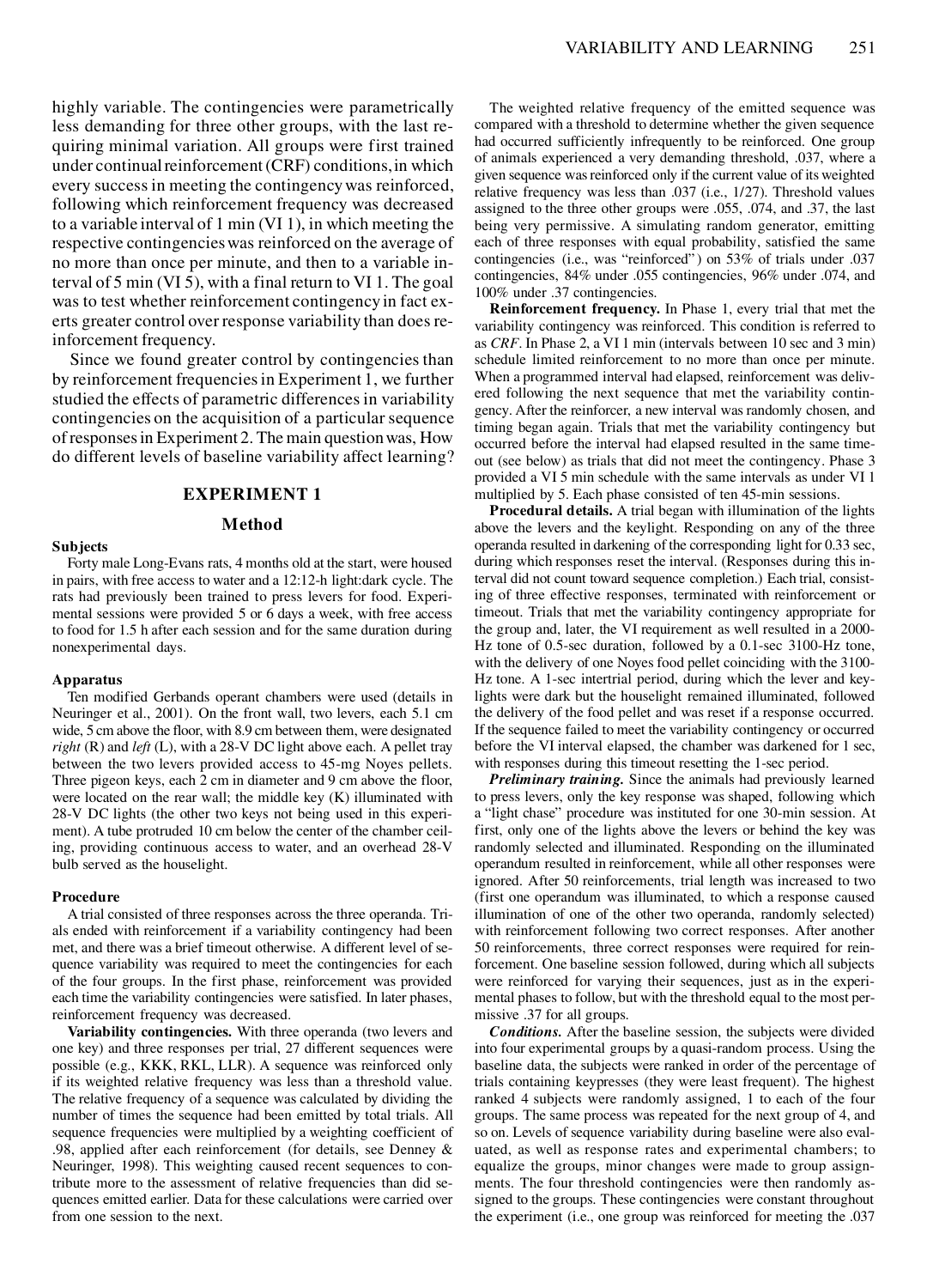highly variable. The contingencies were parametrically less demanding for three other groups, with the last requiring minimal variation. All groups were first trained under continual reinforcement (CRF) conditions, in which every success in meeting the contingency was reinforced, following which reinforcement frequency was decreased to a variable interval of 1 min (VI 1), in which meeting the respective contingencies was reinforced on the average of no more than once per minute, and then to a variable interval of 5 min (VI 5), with a final return to VI 1. The goal was to test whether reinforcement contingency in fact exerts greater control over response variability than does reinforcement frequency.

Since we found greater control by contingencies than by reinforcement frequencies in Experiment 1, we further studied the effects of parametric differences in variability contingencies on the acquisition of a particular sequence of responses in Experiment 2. The main question was, How do different levels of baseline variability affect learning?

## EXPERIMENT 1

### Method

#### Subjects

Forty male Long-Evans rats, 4 months old at the start, were housed in pairs, with free access to water and a 12:12-h light:dark cycle. The rats had previously been trained to press levers for food. Experimental sessions were provided 5 or 6 days a week, with free access to food for 1.5 h after each session and for the same duration during nonexperimental days.

#### Apparatus

Ten modified Gerbands operant chambers were used (details in Neuringer et al., 2001). On the front wall, two levers, each 5.1 cm wide, 5 cm above the floor, with 8.9 cm between them, were designated *right* (R) and *left* (L), with a 28-V DC light above each. A pellet tray between the two levers provided access to 45-mg Noyes pellets. Three pigeon keys, each 2 cm in diameter and 9 cm above the floor, were located on the rear wall; the middle key (K) illuminated with 28-V DC lights (the other two keys not being used in this experiment). A tube protruded 10 cm below the center of the chamber ceiling, providing continuous access to water, and an overhead 28-V bulb served as the houselight.

#### Procedure

A trial consisted of three responses across the three operanda. Trials ended with reinforcement if a variability contingency had been met, and there was a brief timeout otherwise. A different level of sequence variability was required to meet the contingencies for each of the four groups. In the first phase, reinforcement was provided each time the variability contingencies were satisfied. In later phases, reinforcement frequency was decreased.

**Variability contingencies.** With three operanda (two levers and one key) and three responses per trial, 27 different sequences were possible (e.g., KKK, RKL, LLR). A sequence was reinforced only if its weighted relative frequency was less than a threshold value. The relative frequency of a sequence was calculated by dividing the number of times the sequence had been emitted by total trials. All sequence frequencies were multiplied by a weighting coefficient of .98, applied after each reinforcement (for details, see Denney & Neuringer, 1998). This weighting caused recent sequences to contribute more to the assessment of relative frequencies than did sequences emitted earlier. Data for these calculations were carried over from one session to the next.

The weighted relative frequency of the emitted sequence was compared with a threshold to determine whether the given sequence had occurred sufficiently infrequently to be reinforced. One group of animals experienced a very demanding threshold, .037, where a given sequence was reinforced only if the current value of its weighted relative frequency was less than .037 (i.e., 1/27). Threshold values assigned to the three other groups were .055, .074, and .37, the last being very permissive. A simulating random generator, emitting each of three responses with equal probability, satisfied the same contingencies (i.e., was "reinforced") on 53% of trials under .037 contingencies, 84% under .055 contingencies, 96% under .074, and 100% under .37 contingencies.

**Reinforcement frequency.** In Phase 1, every trial that met the variability contingency was reinforced. This condition is referred to as *CRF*. In Phase 2, a VI 1 min (intervals between 10 sec and 3 min) schedule limited reinforcement to no more than once per minute. When a programmed interval had elapsed, reinforcement was delivered following the next sequence that met the variability contingency. After the reinforcer, a new interval was randomly chosen, and timing began again. Trials that met the variability contingency but occurred before the interval had elapsed resulted in the same timeout (see below) as trials that did not meet the contingency. Phase 3 provided a VI 5 min schedule with the same intervals as under VI 1 multiplied by 5. Each phase consisted of ten 45-min sessions.

**Procedural details.** A trial began with illumination of the lights above the levers and the keylight. Responding on any of the three operanda resulted in darkening of the corresponding light for 0.33 sec, during which responses reset the interval. (Responses during this interval did not count toward sequence completion.) Each trial, consisting of three effective responses, terminated with reinforcement or timeout. Trials that met the variability contingency appropriate for the group and, later, the VI requirement as well resulted in a 2000-Hz tone of 0.5-sec duration, followed by a 0.1-sec 3100-Hz tone, with the delivery of one Noyes food pellet coinciding with the 3100-Hz tone. A 1-sec intertrial period, during which the lever and keylights were dark but the houselight remained illuminated, followed the delivery of the food pellet and was reset if a response occurred. If the sequence failed to meet the variability contingency or occurred before the VI interval elapsed, the chamber was darkened for 1 sec, with responses during this timeout resetting the 1-sec period.

***Preliminary training.*** Since the animals had previously learned to press levers, only the key response was shaped, following which a "light chase" procedure was instituted for one 30-min session. At first, only one of the lights above the levers or behind the key was randomly selected and illuminated. Responding on the illuminated operandum resulted in reinforcement, while all other responses were ignored. After 50 reinforcements, trial length was increased to two (first one operandum was illuminated, to which a response caused illumination of one of the other two operanda, randomly selected) with reinforcement following two correct responses. After another 50 reinforcements, three correct responses were required for reinforcement. One baseline session followed, during which all subjects were reinforced for varying their sequences, just as in the experimental phases to follow, but with the threshold equal to the most permissive .37 for all groups.

***Conditions.*** After the baseline session, the subjects were divided into four experimental groups by a quasi-random process. Using the baseline data, the subjects were ranked in order of the percentage of trials containing keypresses (they were least frequent). The highest ranked 4 subjects were randomly assigned, 1 to each of the four groups. The same process was repeated for the next group of 4, and so on. Levels of sequence variability during baseline were also evaluated, as well as response rates and experimental chambers; to equalize the groups, minor changes were made to group assignments. The four threshold contingencies were then randomly assigned to the groups. These contingencies were constant throughout the experiment (i.e., one group was reinforced for meeting the .037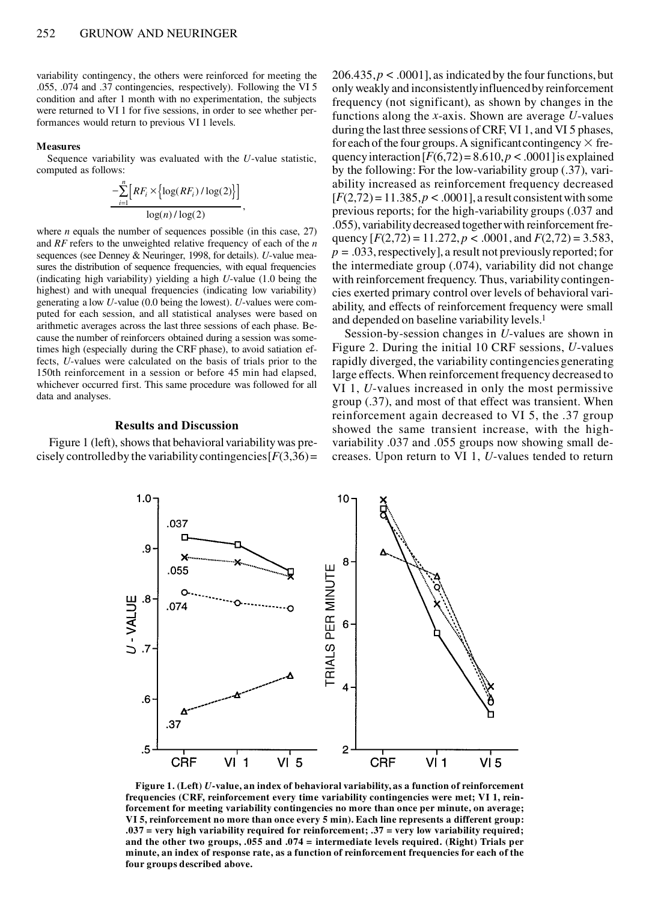variability contingency, the others were reinforced for meeting the .055, .074 and .37 contingencies, respectively). Following the VI 5 condition and after 1 month with no experimentation, the subjects were returned to VI 1 for five sessions, in order to see whether performances would return to previous VI 1 levels.

#### Measures

Sequence variability was evaluated with the *U*-value statistic, computed as follows:

$$\frac{-\sum_{i=1}^{n}\left[RF_i \times \left\{\log(RF_i)/\log(2)\right\}\right]}{\log(n)/\log(2)},$$

where $n$ equals the number of sequences possible (in this case, 27) and $RF$ refers to the unweighted relative frequency of each of the $n$ sequences (see Denney & Neuringer, 1998, for details). *U*-value measures the distribution of sequence frequencies, with equal frequencies (indicating high variability) yielding a high *U*-value (1.0 being the highest) and with unequal frequencies (indicating low variability) generating a low *U*-value (0.0 being the lowest). *U*-values were computed for each session, and all statistical analyses were based on arithmetic averages across the last three sessions of each phase. Because the number of reinforcers obtained during a session was sometimes high (especially during the CRF phase), to avoid satiation effects, *U*-values were calculated on the basis of trials prior to the 150th reinforcement in a session or before 45 min had elapsed, whichever occurred first. This same procedure was followed for all data and analyses.

### Results and Discussion

Figure 1 (left), shows that behavioral variability was precisely controlled by the variability contingencies [$F(3,36) = 206.435, p < .0001$], as indicated by the four functions, but only weakly and inconsistently influenced by reinforcement frequency (not significant), as shown by changes in the functions along the *x*-axis. Shown are average *U*-values during the last three sessions of CRF, VI 1, and VI 5 phases, for each of the four groups. A significant contingency × frequency interaction [$F(6,72) = 8.610, p < .0001$] is explained by the following: For the low-variability group (.37), variability increased as reinforcement frequency decreased [$F(2,72) = 11.385, p < .0001$], a result consistent with some previous reports; for the high-variability groups (.037 and .055), variability decreased together with reinforcement frequency [$F(2,72) = 11.272, p < .0001$, and $F(2,72) = 3.583, p = .033$, respectively], a result not previously reported; for the intermediate group (.074), variability did not change with reinforcement frequency. Thus, variability contingencies exerted primary control over levels of behavioral variability, and effects of reinforcement frequency were small and depended on baseline variability levels.[1]

Session-by-session changes in *U*-values are shown in Figure 2. During the initial 10 CRF sessions, *U*-values rapidly diverged, the variability contingencies generating large effects. When reinforcement frequency decreased to VI 1, *U*-values increased in only the most permissive group (.37), and most of that effect was transient. When reinforcement again decreased to VI 5, the .37 group showed the same transient increase, with the high-variability .037 and .055 groups now showing small decreases. Upon return to VI 1, *U*-values tended to return

**Figure 1. (Left) *U*-value, an index of behavioral variability, as a function of reinforcement frequencies (CRF, reinforcement every time variability contingencies were met; VI 1, reinforcement for meeting variability contingencies no more than once per minute, on average; VI 5, reinforcement no more than once every 5 min). Each line represents a different group: .037 = very high variability required for reinforcement; .37 = very low variability required; and the other two groups, .055 and .074 = intermediate levels required. (Right) Trials per minute, an index of response rate, as a function of reinforcement frequencies for each of the four groups described above.**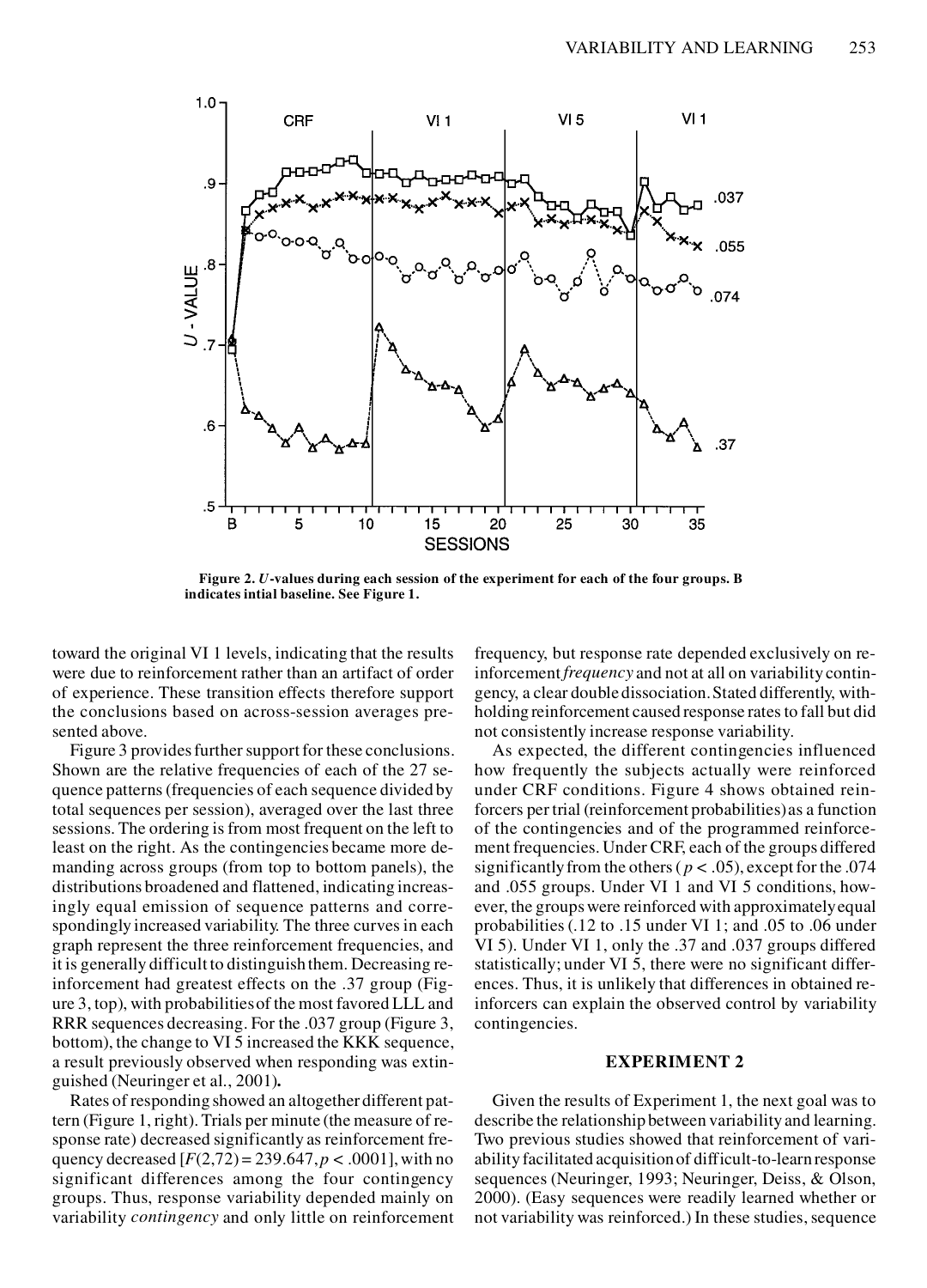Figure 2. *U*-values during each session of the experiment for each of the four groups. B indicates intial baseline. See Figure 1.

toward the original VI 1 levels, indicating that the results were due to reinforcement rather than an artifact of order of experience. These transition effects therefore support the conclusions based on across-session averages presented above.

Figure 3 provides further support for these conclusions. Shown are the relative frequencies of each of the 27 sequence patterns (frequencies of each sequence divided by total sequences per session), averaged over the last three sessions. The ordering is from most frequent on the left to least on the right. As the contingencies became more demanding across groups (from top to bottom panels), the distributions broadened and flattened, indicating increasingly equal emission of sequence patterns and correspondingly increased variability. The three curves in each graph represent the three reinforcement frequencies, and it is generally difficult to distinguish them. Decreasing reinforcement had greatest effects on the .37 group (Figure 3, top), with probabilities of the most favored LLL and RRR sequences decreasing. For the .037 group (Figure 3, bottom), the change to VI 5 increased the KKK sequence, a result previously observed when responding was extinguished (Neuringer et al., 2001).

Rates of responding showed an altogether different pattern (Figure 1, right). Trials per minute (the measure of response rate) decreased significantly as reinforcement frequency decreased [$F(2,72) = 239.647, p < .0001$], with no significant differences among the four contingency groups. Thus, response variability depended mainly on variability *contingency* and only little on reinforcement frequency, but response rate depended exclusively on reinforcement *frequency* and not at all on variability contingency, a clear double dissociation. Stated differently, withholding reinforcement caused response rates to fall but did not consistently increase response variability.

As expected, the different contingencies influenced how frequently the subjects actually were reinforced under CRF conditions. Figure 4 shows obtained reinforcers per trial (reinforcement probabilities) as a function of the contingencies and of the programmed reinforcement frequencies. Under CRF, each of the groups differed significantly from the others ($p < .05$), except for the .074 and .055 groups. Under VI 1 and VI 5 conditions, however, the groups were reinforced with approximately equal probabilities (.12 to .15 under VI 1; and .05 to .06 under VI 5). Under VI 1, only the .37 and .037 groups differed statistically; under VI 5, there were no significant differences. Thus, it is unlikely that differences in obtained reinforcers can explain the observed control by variability contingencies.

## EXPERIMENT 2

Given the results of Experiment 1, the next goal was to describe the relationship between variability and learning. Two previous studies showed that reinforcement of variability facilitated acquisition of difficult-to-learn response sequences (Neuringer, 1993; Neuringer, Deiss, & Olson, 2000). (Easy sequences were readily learned whether or not variability was reinforced.) In these studies, sequence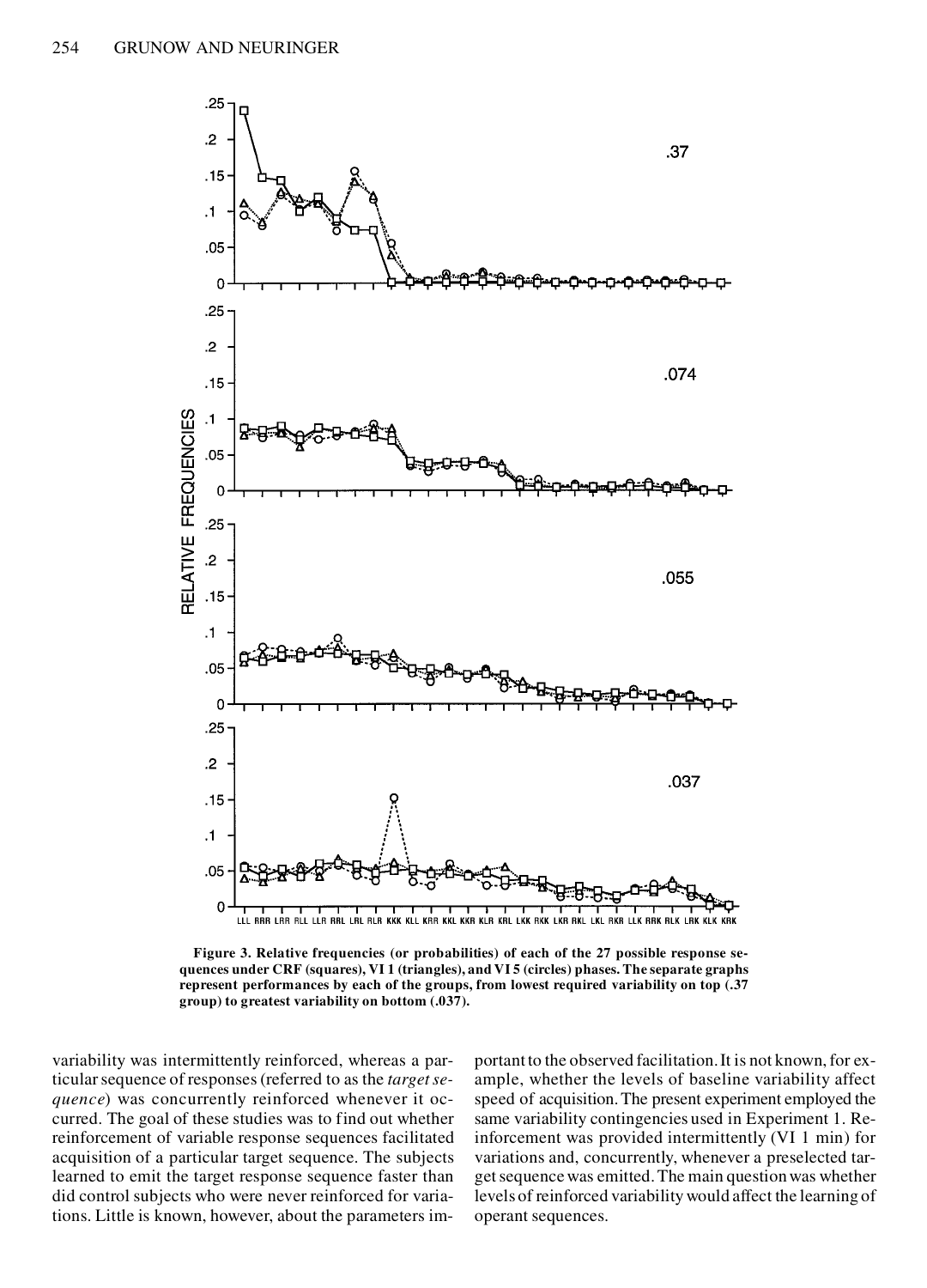**Figure 3. Relative frequencies (or probabilities) of each of the 27 possible response sequences under CRF (squares), VI 1 (triangles), and VI 5 (circles) phases. The separate graphs represent performances by each of the groups, from lowest required variability on top (.37 group) to greatest variability on bottom (.037).**

variability was intermittently reinforced, whereas a particular sequence of responses (referred to as the *target sequence*) was concurrently reinforced whenever it occurred. The goal of these studies was to find out whether reinforcement of variable response sequences facilitated acquisition of a particular target sequence. The subjects learned to emit the target response sequence faster than did control subjects who were never reinforced for variations. Little is known, however, about the parameters important to the observed facilitation. It is not known, for example, whether the levels of baseline variability affect speed of acquisition. The present experiment employed the same variability contingencies used in Experiment 1. Reinforcement was provided intermittently (VI 1 min) for variations and, concurrently, whenever a preselected target sequence was emitted. The main question was whether levels of reinforced variability would affect the learning of operant sequences.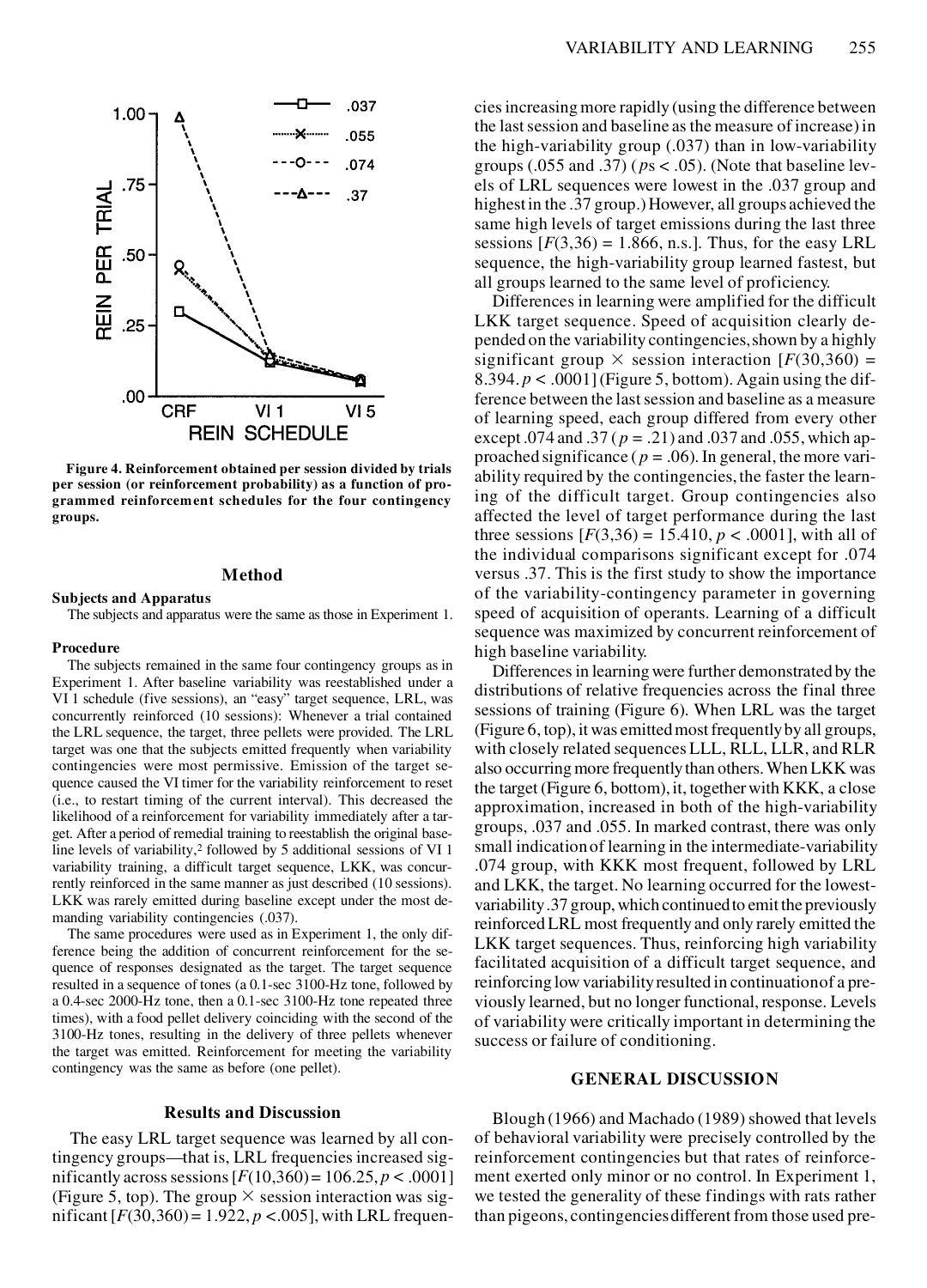Figure 4. Reinforcement obtained per session divided by trials per session (or reinforcement probability) as a function of programmed reinforcement schedules for the four contingency groups.

## Method

### Subjects and Apparatus

The subjects and apparatus were the same as those in Experiment 1.

### Procedure

The subjects remained in the same four contingency groups as in Experiment 1. After baseline variability was reestablished under a VI 1 schedule (five sessions), an "easy" target sequence, LRL, was concurrently reinforced (10 sessions): Whenever a trial contained the LRL sequence, the target, three pellets were provided. The LRL target was one that the subjects emitted frequently when variability contingencies were most permissive. Emission of the target sequence caused the VI timer for the variability reinforcement to reset (i.e., to restart timing of the current interval). This decreased the likelihood of a reinforcement for variability immediately after a target. After a period of remedial training to reestablish the original baseline levels of variability,[2] followed by 5 additional sessions of VI 1 variability training, a difficult target sequence, LKK, was concurrently reinforced in the same manner as just described (10 sessions). LKK was rarely emitted during baseline except under the most demanding variability contingencies (.037).

The same procedures were used as in Experiment 1, the only difference being the addition of concurrent reinforcement for the sequence of responses designated as the target. The target sequence resulted in a sequence of tones (a 0.1-sec 3100-Hz tone, followed by a 0.4-sec 2000-Hz tone, then a 0.1-sec 3100-Hz tone repeated three times), with a food pellet delivery coinciding with the second of the 3100-Hz tones, resulting in the delivery of three pellets whenever the target was emitted. Reinforcement for meeting the variability contingency was the same as before (one pellet).

## Results and Discussion

The easy LRL target sequence was learned by all contingency groups—that is, LRL frequencies increased significantly across sessions [$F(10,360) = 106.25, p < .0001$] (Figure 5, top). The group × session interaction was significant [$F(30,360) = 1.922, p < .005$], with LRL frequencies increasing more rapidly (using the difference between the last session and baseline as the measure of increase) in the high-variability group (.037) than in low-variability groups (.055 and .37) ($p$s < .05). (Note that baseline levels of LRL sequences were lowest in the .037 group and highest in the .37 group.) However, all groups achieved the same high levels of target emissions during the last three sessions [$F(3,36) = 1.866$, n.s.]. Thus, for the easy LRL sequence, the high-variability group learned fastest, but all groups learned to the same level of proficiency.

Differences in learning were amplified for the difficult LKK target sequence. Speed of acquisition clearly depended on the variability contingencies, shown by a highly significant group × session interaction [$F(30,360) = 8.394, p < .0001$] (Figure 5, bottom). Again using the difference between the last session and baseline as a measure of learning speed, each group differed from every other except .074 and .37 ($p = .21$) and .037 and .055, which approached significance ($p = .06$). In general, the more variability required by the contingencies, the faster the learning of the difficult target. Group contingencies also affected the level of target performance during the last three sessions [$F(3,36) = 15.410, p < .0001$], with all of the individual comparisons significant except for .074 versus .37. This is the first study to show the importance of the variability-contingency parameter in governing speed of acquisition of operants. Learning of a difficult sequence was maximized by concurrent reinforcement of high baseline variability.

Differences in learning were further demonstrated by the distributions of relative frequencies across the final three sessions of training (Figure 6). When LRL was the target (Figure 6, top), it was emitted most frequently by all groups, with closely related sequences LLL, RLL, LLR, and RLR also occurring more frequently than others. When LKK was the target (Figure 6, bottom), it, together with KKK, a close approximation, increased in both of the high-variability groups, .037 and .055. In marked contrast, there was only small indication of learning in the intermediate-variability .074 group, with KKK most frequent, followed by LRL and LKK, the target. No learning occurred for the lowest-variability .37 group, which continued to emit the previously reinforced LRL most frequently and only rarely emitted the LKK target sequences. Thus, reinforcing high variability facilitated acquisition of a difficult target sequence, and reinforcing low variability resulted in continuation of a previously learned, but no longer functional, response. Levels of variability were critically important in determining the success or failure of conditioning.

## GENERAL DISCUSSION

Blough (1966) and Machado (1989) showed that levels of behavioral variability were precisely controlled by the reinforcement contingencies but that rates of reinforcement exerted only minor or no control. In Experiment 1, we tested the generality of these findings with rats rather than pigeons, contingencies different from those used pre-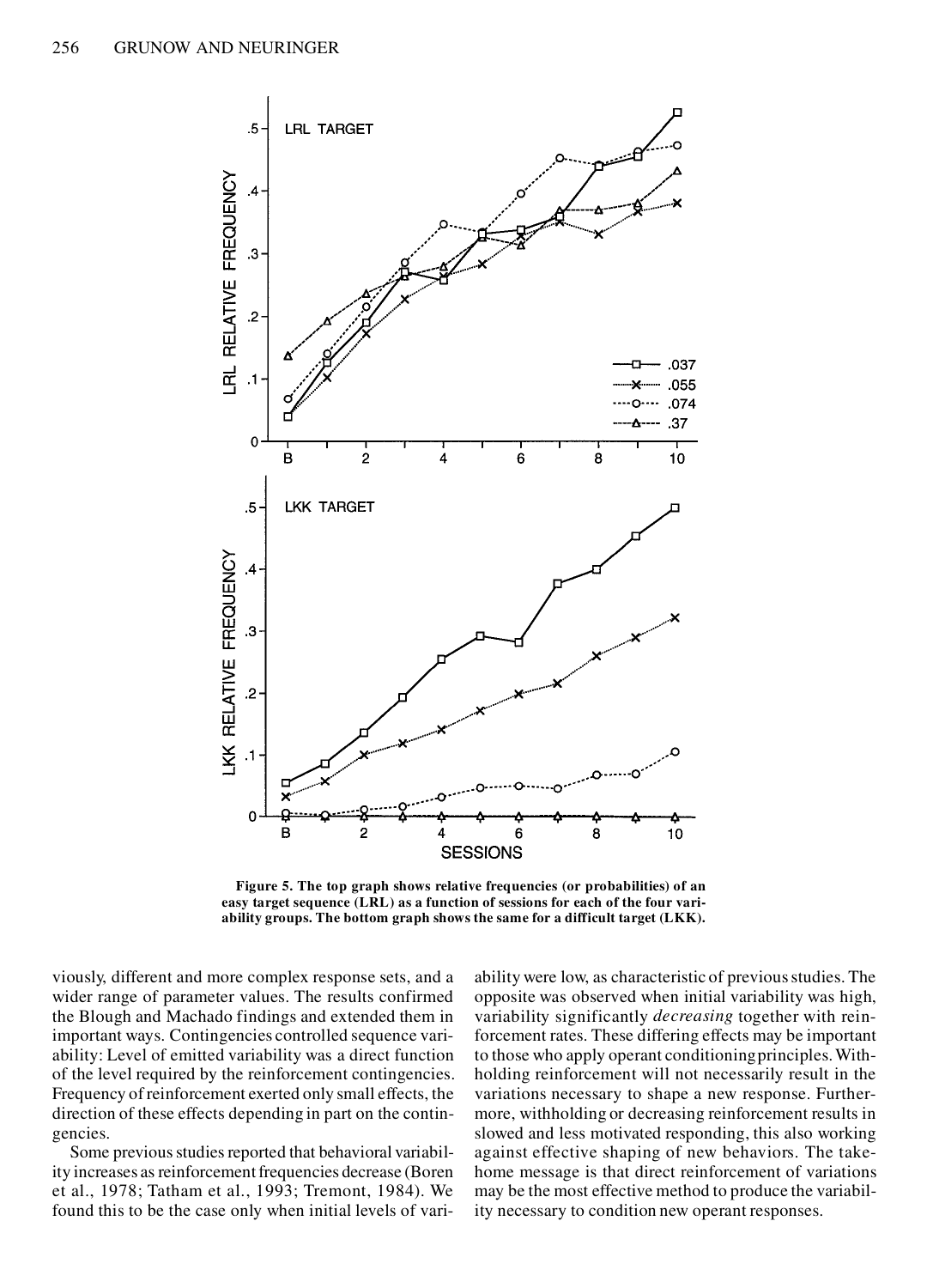Figure 5. The top graph shows relative frequencies (or probabilities) of an easy target sequence (LRL) as a function of sessions for each of the four variability groups. The bottom graph shows the same for a difficult target (LKK).

viously, different and more complex response sets, and a wider range of parameter values. The results confirmed the Blough and Machado findings and extended them in important ways. Contingencies controlled sequence variability: Level of emitted variability was a direct function of the level required by the reinforcement contingencies. Frequency of reinforcement exerted only small effects, the direction of these effects depending in part on the contingencies.

Some previous studies reported that behavioral variability increases as reinforcement frequencies decrease (Boren et al., 1978; Tatham et al., 1993; Tremont, 1984). We found this to be the case only when initial levels of variability were low, as characteristic of previous studies. The opposite was observed when initial variability was high, variability significantly *decreasing* together with reinforcement rates. These differing effects may be important to those who apply operant conditioning principles. Withholding reinforcement will not necessarily result in the variations necessary to shape a new response. Furthermore, withholding or decreasing reinforcement results in slowed and less motivated responding, this also working against effective shaping of new behaviors. The take-home message is that direct reinforcement of variations may be the most effective method to produce the variability necessary to condition new operant responses.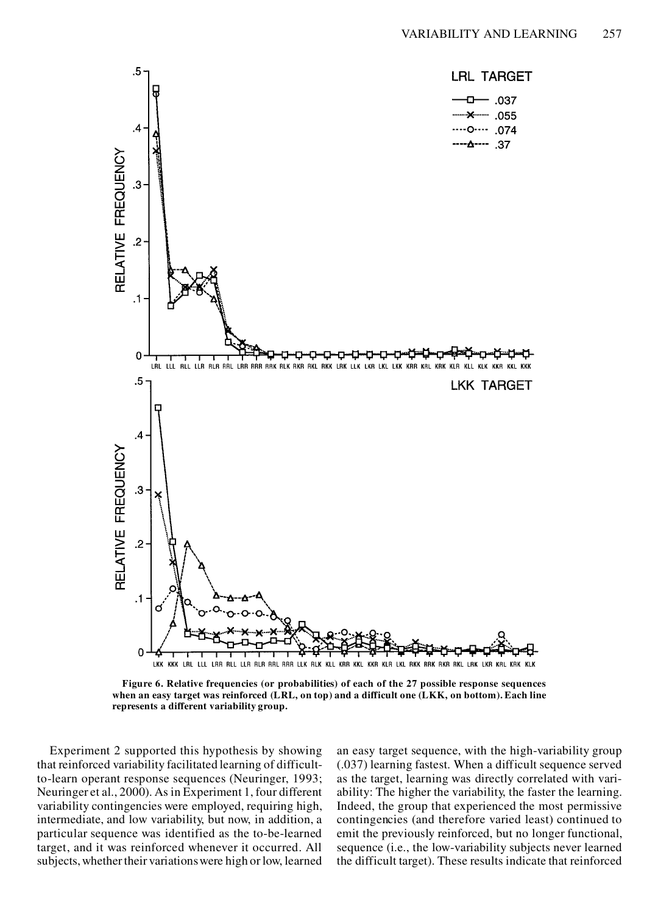Figure 6. Relative frequencies (or probabilities) of each of the 27 possible response sequences when an easy target was reinforced (LRL, on top) and a difficult one (LKK, on bottom). Each line represents a different variability group.

Experiment 2 supported this hypothesis by showing that reinforced variability facilitated learning of difficult-to-learn operant response sequences (Neuringer, 1993; Neuringer et al., 2000). As in Experiment 1, four different variability contingencies were employed, requiring high, intermediate, and low variability, but now, in addition, a particular sequence was identified as the to-be-learned target, and it was reinforced whenever it occurred. All subjects, whether their variations were high or low, learned an easy target sequence, with the high-variability group (.037) learning fastest. When a difficult sequence served as the target, learning was directly correlated with variability: The higher the variability, the faster the learning. Indeed, the group that experienced the most permissive contingencies (and therefore varied least) continued to emit the previously reinforced, but no longer functional, sequence (i.e., the low-variability subjects never learned the difficult target). These results indicate that reinforced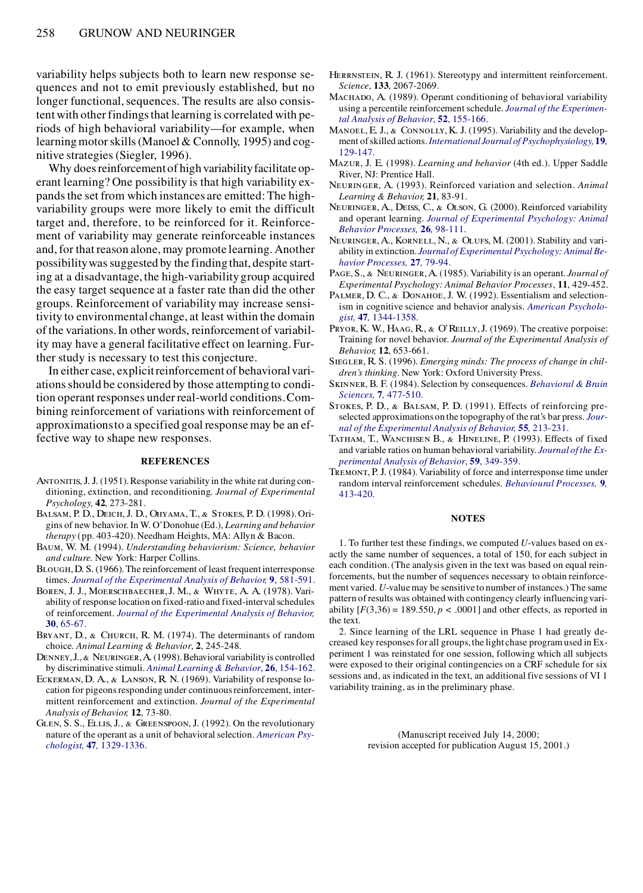variability helps subjects both to learn new response sequences and not to emit previously established, but no longer functional, sequences. The results are also consistent with other findings that learning is correlated with periods of high behavioral variability—for example, when learning motor skills (Manoel & Connolly, 1995) and cognitive strategies (Siegler, 1996).

Why does reinforcement of high variability facilitate operant learning? One possibility is that high variability expands the set from which instances are emitted: The high-variability groups were more likely to emit the difficult target and, therefore, to be reinforced for it. Reinforcement of variability may generate reinforceable instances and, for that reason alone, may promote learning. Another possibility was suggested by the finding that, despite starting at a disadvantage, the high-variability group acquired the easy target sequence at a faster rate than did the other groups. Reinforcement of variability may increase sensitivity to environmental change, at least within the domain of the variations. In other words, reinforcement of variability may have a general facilitative effect on learning. Further study is necessary to test this conjecture.

In either case, explicit reinforcement of behavioral variations should be considered by those attempting to condition operant responses under real-world conditions. Combining reinforcement of variations with reinforcement of approximations to a specified goal response may be an effective way to shape new responses.

## REFERENCES

Antonitis, J. J. (1951). Response variability in the white rat during conditioning, extinction, and reconditioning. *Journal of Experimental Psychology,* **42**, 273-281.

Balsam, P. D., Deich, J. D., Ohyama, T., & Stokes, P. D. (1998). Origins of new behavior. In W. O'Donohue (Ed.), *Learning and behavior therapy* (pp. 403-420). Needham Heights, MA: Allyn & Bacon.

Baum, W. M. (1994). *Understanding behaviorism: Science, behavior and culture.* New York: Harper Collins.

Blough, D. S. (1966). The reinforcement of least frequent interresponse times. *Journal of the Experimental Analysis of Behavior,* **9**, 581-591.

Boren, J. J., Moerschbaecher, J. M., & Whyte, A. A. (1978). Variability of response location on fixed-ratio and fixed-interval schedules of reinforcement. *Journal of the Experimental Analysis of Behavior,* **30**, 65-67.

Bryant, D., & Church, R. M. (1974). The determinants of random choice. *Animal Learning & Behavior*, **2**, 245-248.

Denney, J., & Neuringer, A. (1998). Behavioral variability is controlled by discriminative stimuli. *Animal Learning & Behavior*, **26**, 154-162.

Eckerman, D. A., & Lanson, R. N. (1969). Variability of response location for pigeons responding under continuous reinforcement, intermittent reinforcement and extinction. *Journal of the Experimental Analysis of Behavior,* **12**, 73-80.

Glen, S. S., Ellis, J., & Greenspoon, J. (1992). On the revolutionary nature of the operant as a unit of behavioral selection. *American Psychologist,* **47**, 1329-1336.

Herrnstein, R. J. (1961). Stereotypy and intermittent reinforcement. *Science*, **133**, 2067-2069.

Machado, A. (1989). Operant conditioning of behavioral variability using a percentile reinforcement schedule. *Journal of the Experimental Analysis of Behavior*, **52**, 155-166.

Manoel, E. J., & Connolly, K. J. (1995). Variability and the development of skilled actions. *International Journal of Psychophysiology,* **19**, 129-147.

Mazur, J. E. (1998). *Learning and behavior* (4th ed.). Upper Saddle River, NJ: Prentice Hall.

Neuringer, A. (1993). Reinforced variation and selection. *Animal Learning & Behavior,* **21**, 83-91.

Neuringer, A., Deiss, C., & Olson, G. (2000). Reinforced variability and operant learning. *Journal of Experimental Psychology: Animal Behavior Processes,* **26**, 98-111.

Neuringer, A., Kornell, N., & Olufs, M. (2001). Stability and variability in extinction. *Journal of Experimental Psychology: Animal Behavior Processes,* **27**, 79-94.

Page, S., & Neuringer, A. (1985). Variability is an operant. *Journal of Experimental Psychology: Animal Behavior Processes*, **11**, 429-452.

Palmer, D. C., & Donahoe, J. W. (1992). Essentialism and selectionism in cognitive science and behavior analysis. *American Psychologist,* **47**, 1344-1358.

Pryor, K. W., Haag, R., & O'Reilly, J. (1969). The creative porpoise: Training for novel behavior. *Journal of the Experimental Analysis of Behavior,* **12**, 653-661.

Siegler, R. S. (1996). *Emerging minds: The process of change in children's thinking.* New York: Oxford University Press.

Skinner, B. F. (1984). Selection by consequences. *Behavioral & Brain Sciences,* **7**, 477-510.

Stokes, P. D., & Balsam, P. D. (1991). Effects of reinforcing preselected approximations on the topography of the rat's bar press. *Journal of the Experimental Analysis of Behavior,* **55**, 213-231.

Tatham, T., Wanchisen B., & Hineline, P. (1993). Effects of fixed and variable ratios on human behavioral variability. *Journal of the Experimental Analysis of Behavior*, **59**, 349-359.

Tremont, P. J. (1984). Variability of force and interresponse time under random interval reinforcement schedules. *Behavioural Processes,* **9**, 413-420.

## NOTES

1. To further test these findings, we computed *U*-values based on exactly the same number of sequences, a total of 150, for each subject in each condition. (The analysis given in the text was based on equal reinforcements, but the number of sequences necessary to obtain reinforcement varied. *U*-value may be sensitive to number of instances.) The same pattern of results was obtained with contingency clearly influencing variability [$F(3,36) = 189.550$, $p < .0001$] and other effects, as reported in the text.

2. Since learning of the LRL sequence in Phase 1 had greatly decreased key responses for all groups, the light chase program used in Experiment 1 was reinstated for one session, following which all subjects were exposed to their original contingencies on a CRF schedule for six sessions and, as indicated in the text, an additional five sessions of VI 1 variability training, as in the preliminary phase.

(Manuscript received July 14, 2000;
revision accepted for publication August 15, 2001.)